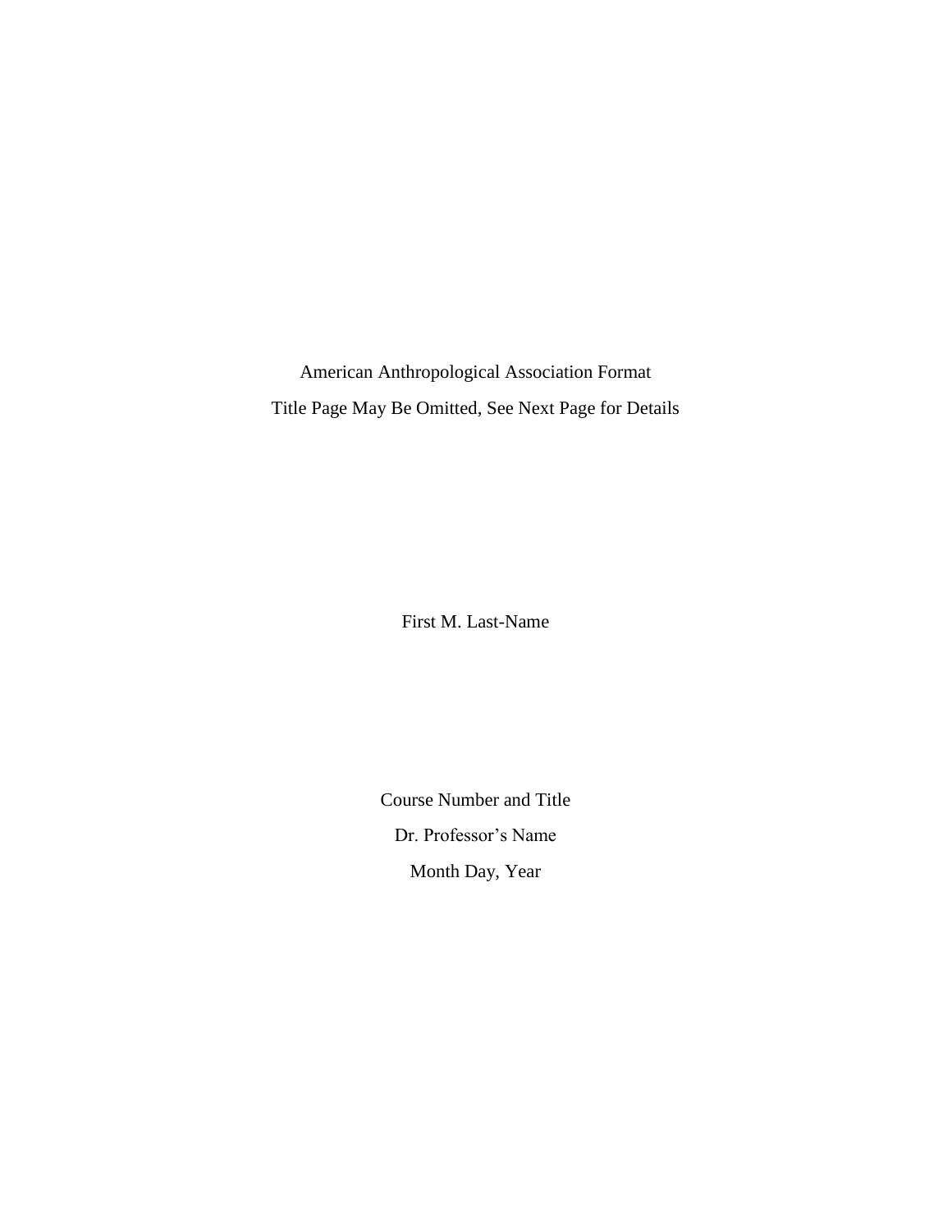American Anthropological Association Format

Title Page May Be Omitted, See Next Page for Details

First M. Last-Name

Course Number and Title

Dr. Professor's Name

Month Day, Year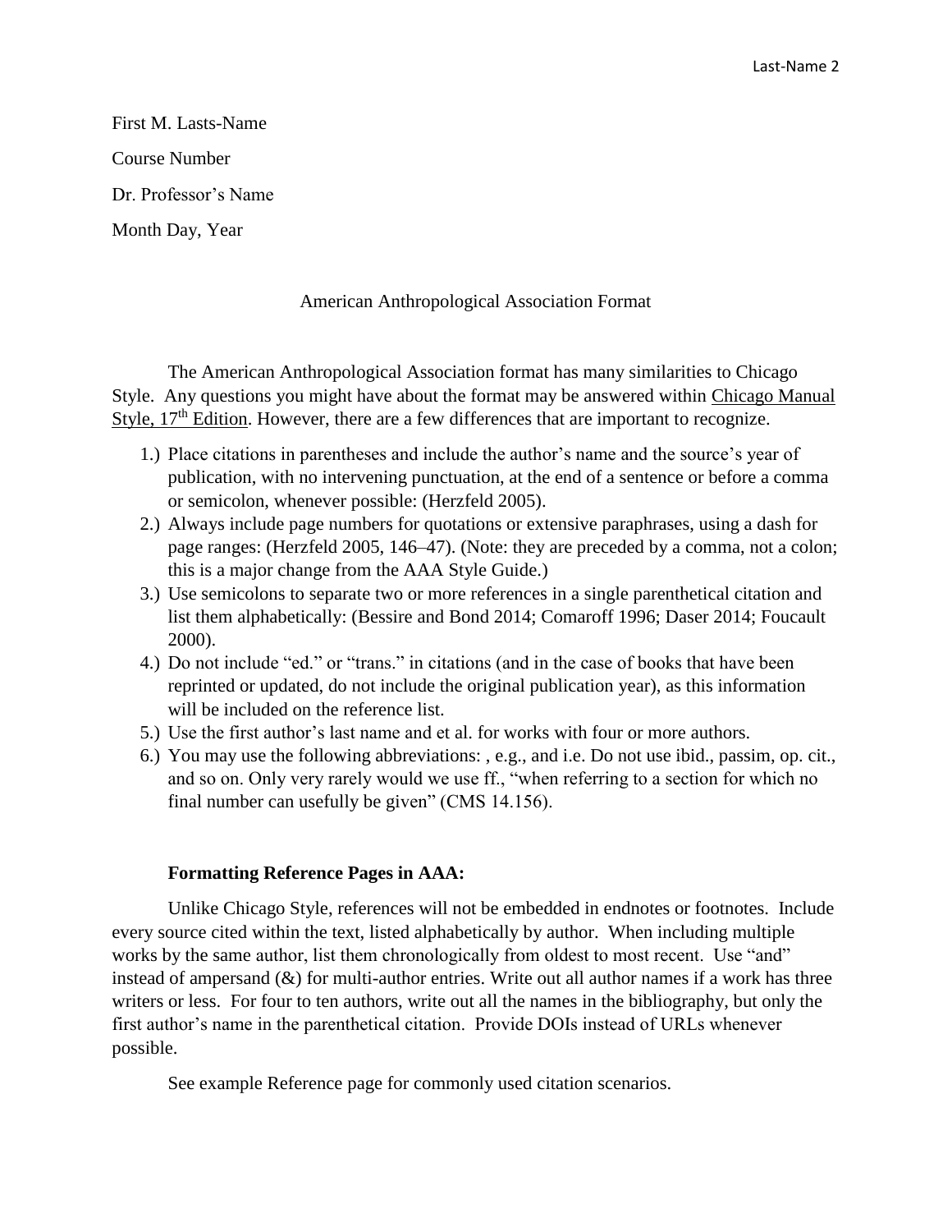First M. Lasts-Name

Course Number

Dr. Professor's Name

Month Day, Year

American Anthropological Association Format

The American Anthropological Association format has many similarities to Chicago Style. Any questions you might have about the format may be answered within Chicago Manual Style, 17th Edition. However, there are a few differences that are important to recognize.

1.) Place citations in parentheses and include the author's name and the source's year of publication, with no intervening punctuation, at the end of a sentence or before a comma or semicolon, whenever possible: (Herzfeld 2005).
2.) Always include page numbers for quotations or extensive paraphrases, using a dash for page ranges: (Herzfeld 2005, 146–47). (Note: they are preceded by a comma, not a colon; this is a major change from the AAA Style Guide.)
3.) Use semicolons to separate two or more references in a single parenthetical citation and list them alphabetically: (Bessire and Bond 2014; Comaroff 1996; Daser 2014; Foucault 2000).
4.) Do not include "ed." or "trans." in citations (and in the case of books that have been reprinted or updated, do not include the original publication year), as this information will be included on the reference list.
5.) Use the first author's last name and et al. for works with four or more authors.
6.) You may use the following abbreviations: , e.g., and i.e. Do not use ibid., passim, op. cit., and so on. Only very rarely would we use ff., "when referring to a section for which no final number can usefully be given" (CMS 14.156).

**Formatting Reference Pages in AAA:**

Unlike Chicago Style, references will not be embedded in endnotes or footnotes. Include every source cited within the text, listed alphabetically by author. When including multiple works by the same author, list them chronologically from oldest to most recent. Use "and" instead of ampersand (&) for multi-author entries. Write out all author names if a work has three writers or less. For four to ten authors, write out all the names in the bibliography, but only the first author's name in the parenthetical citation. Provide DOIs instead of URLs whenever possible.

See example Reference page for commonly used citation scenarios.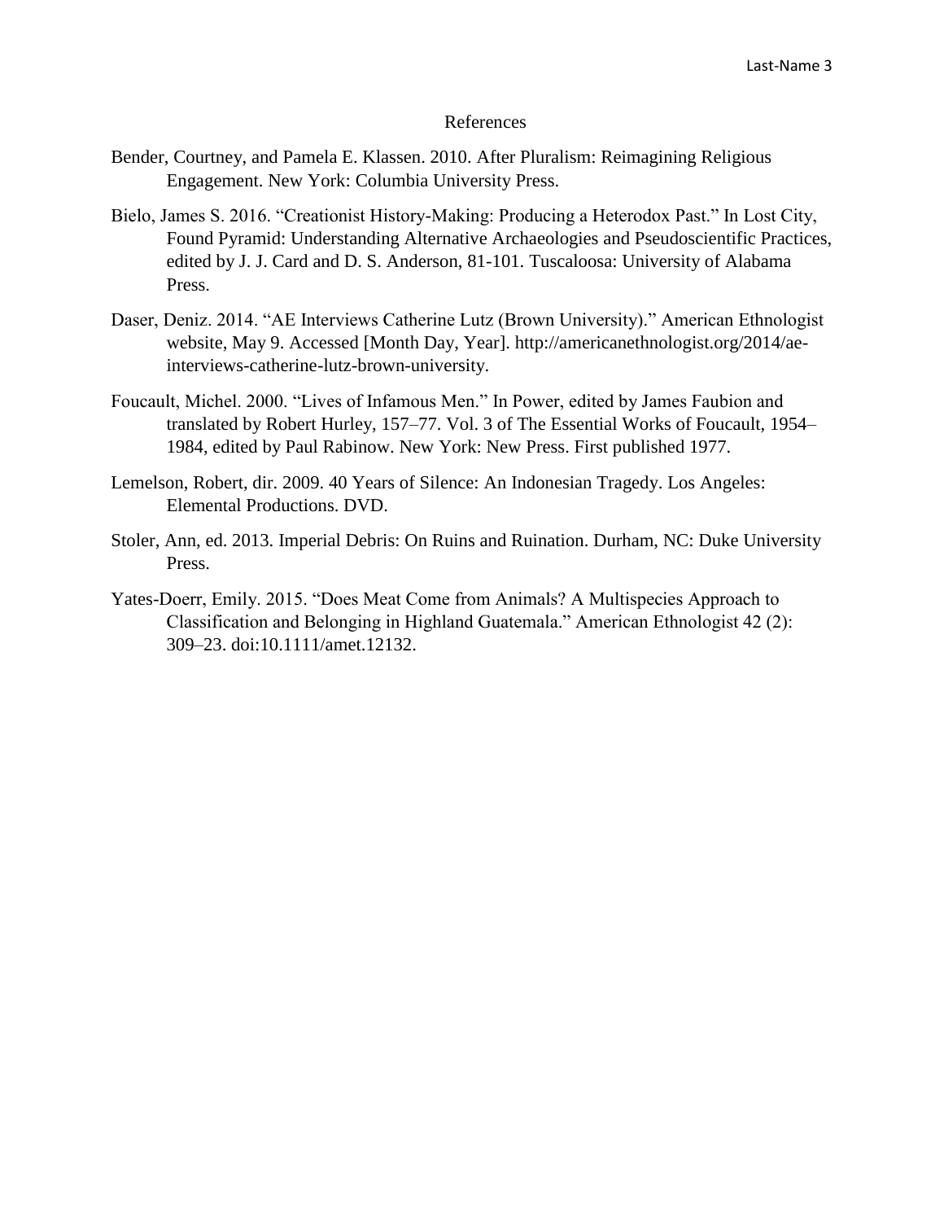# References

Bender, Courtney, and Pamela E. Klassen. 2010. After Pluralism: Reimagining Religious Engagement. New York: Columbia University Press.

Bielo, James S. 2016. “Creationist History-Making: Producing a Heterodox Past.” In Lost City, Found Pyramid: Understanding Alternative Archaeologies and Pseudoscientific Practices, edited by J. J. Card and D. S. Anderson, 81-101. Tuscaloosa: University of Alabama Press.

Daser, Deniz. 2014. “AE Interviews Catherine Lutz (Brown University).” American Ethnologist website, May 9. Accessed [Month Day, Year]. http://americanethnologist.org/2014/ae-interviews-catherine-lutz-brown-university.

Foucault, Michel. 2000. “Lives of Infamous Men.” In Power, edited by James Faubion and translated by Robert Hurley, 157–77. Vol. 3 of The Essential Works of Foucault, 1954–1984, edited by Paul Rabinow. New York: New Press. First published 1977.

Lemelson, Robert, dir. 2009. 40 Years of Silence: An Indonesian Tragedy. Los Angeles: Elemental Productions. DVD.

Stoler, Ann, ed. 2013. Imperial Debris: On Ruins and Ruination. Durham, NC: Duke University Press.

Yates-Doerr, Emily. 2015. “Does Meat Come from Animals? A Multispecies Approach to Classification and Belonging in Highland Guatemala.” American Ethnologist 42 (2): 309–23. doi:10.1111/amet.12132.